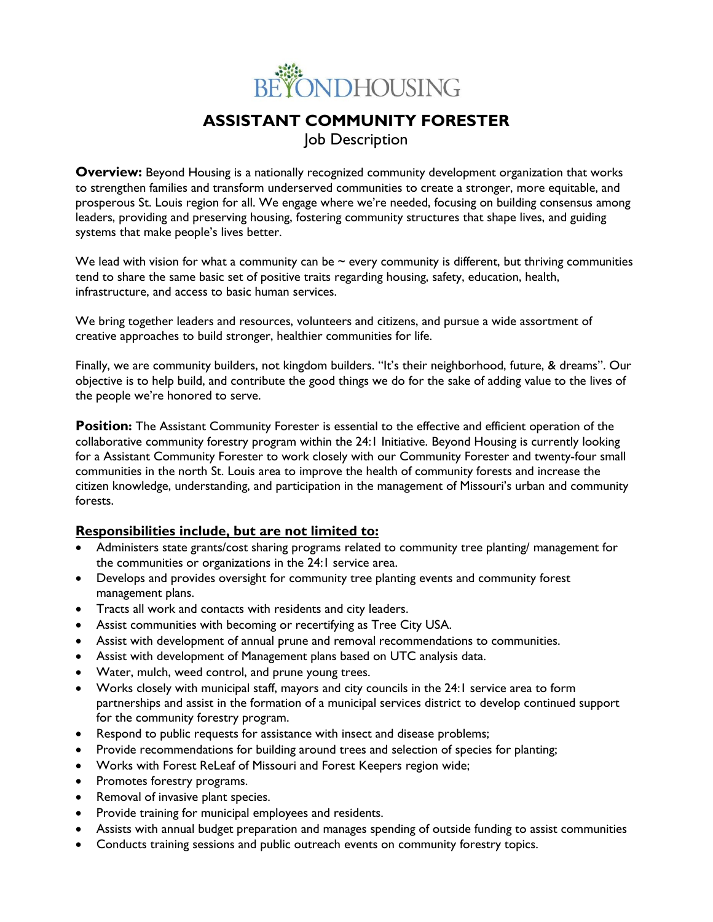# BEYONDHOUSING

## ASSISTANT COMMUNITY FORESTER

Job Description

**Overview:** Beyond Housing is a nationally recognized community development organization that works to strengthen families and transform underserved communities to create a stronger, more equitable, and prosperous St. Louis region for all. We engage where we're needed, focusing on building consensus among leaders, providing and preserving housing, fostering community structures that shape lives, and guiding systems that make people's lives better.

We lead with vision for what a community can be ~ every community is different, but thriving communities tend to share the same basic set of positive traits regarding housing, safety, education, health, infrastructure, and access to basic human services.

We bring together leaders and resources, volunteers and citizens, and pursue a wide assortment of creative approaches to build stronger, healthier communities for life.

Finally, we are community builders, not kingdom builders. "It's their neighborhood, future, & dreams". Our objective is to help build, and contribute the good things we do for the sake of adding value to the lives of the people we're honored to serve.

**Position:** The Assistant Community Forester is essential to the effective and efficient operation of the collaborative community forestry program within the 24:1 Initiative. Beyond Housing is currently looking for a Assistant Community Forester to work closely with our Community Forester and twenty-four small communities in the north St. Louis area to improve the health of community forests and increase the citizen knowledge, understanding, and participation in the management of Missouri's urban and community forests.

**Responsibilities include, but are not limited to:**

- Administers state grants/cost sharing programs related to community tree planting/ management for the communities or organizations in the 24:1 service area.
- Develops and provides oversight for community tree planting events and community forest management plans.
- Tracts all work and contacts with residents and city leaders.
- Assist communities with becoming or recertifying as Tree City USA.
- Assist with development of annual prune and removal recommendations to communities.
- Assist with development of Management plans based on UTC analysis data.
- Water, mulch, weed control, and prune young trees.
- Works closely with municipal staff, mayors and city councils in the 24:1 service area to form partnerships and assist in the formation of a municipal services district to develop continued support for the community forestry program.
- Respond to public requests for assistance with insect and disease problems;
- Provide recommendations for building around trees and selection of species for planting;
- Works with Forest ReLeaf of Missouri and Forest Keepers region wide;
- Promotes forestry programs.
- Removal of invasive plant species.
- Provide training for municipal employees and residents.
- Assists with annual budget preparation and manages spending of outside funding to assist communities
- Conducts training sessions and public outreach events on community forestry topics.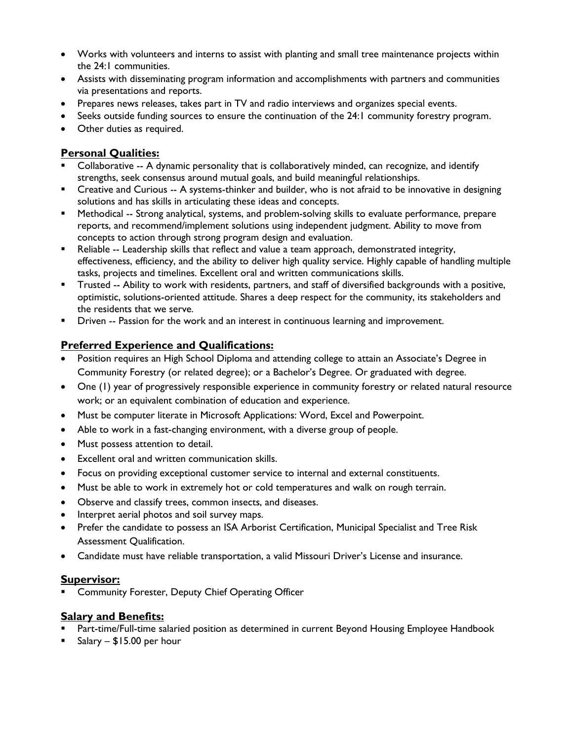- Works with volunteers and interns to assist with planting and small tree maintenance projects within the 24:1 communities.
- Assists with disseminating program information and accomplishments with partners and communities via presentations and reports.
- Prepares news releases, takes part in TV and radio interviews and organizes special events.
- Seeks outside funding sources to ensure the continuation of the 24:1 community forestry program.
- Other duties as required.

## Personal Qualities:

- Collaborative -- A dynamic personality that is collaboratively minded, can recognize, and identify strengths, seek consensus around mutual goals, and build meaningful relationships.
- Creative and Curious -- A systems-thinker and builder, who is not afraid to be innovative in designing solutions and has skills in articulating these ideas and concepts.
- Methodical -- Strong analytical, systems, and problem-solving skills to evaluate performance, prepare reports, and recommend/implement solutions using independent judgment. Ability to move from concepts to action through strong program design and evaluation.
- Reliable -- Leadership skills that reflect and value a team approach, demonstrated integrity, effectiveness, efficiency, and the ability to deliver high quality service. Highly capable of handling multiple tasks, projects and timelines. Excellent oral and written communications skills.
- Trusted -- Ability to work with residents, partners, and staff of diversified backgrounds with a positive, optimistic, solutions-oriented attitude. Shares a deep respect for the community, its stakeholders and the residents that we serve.
- Driven -- Passion for the work and an interest in continuous learning and improvement.

## Preferred Experience and Qualifications:

- Position requires an High School Diploma and attending college to attain an Associate's Degree in Community Forestry (or related degree); or a Bachelor's Degree. Or graduated with degree.
- One (1) year of progressively responsible experience in community forestry or related natural resource work; or an equivalent combination of education and experience.
- Must be computer literate in Microsoft Applications: Word, Excel and Powerpoint.
- Able to work in a fast-changing environment, with a diverse group of people.
- Must possess attention to detail.
- Excellent oral and written communication skills.
- Focus on providing exceptional customer service to internal and external constituents.
- Must be able to work in extremely hot or cold temperatures and walk on rough terrain.
- Observe and classify trees, common insects, and diseases.
- Interpret aerial photos and soil survey maps.
- Prefer the candidate to possess an ISA Arborist Certification, Municipal Specialist and Tree Risk Assessment Qualification.
- Candidate must have reliable transportation, a valid Missouri Driver's License and insurance.

## Supervisor:

- Community Forester, Deputy Chief Operating Officer

## Salary and Benefits:

- Part-time/Full-time salaried position as determined in current Beyond Housing Employee Handbook
- Salary – $15.00 per hour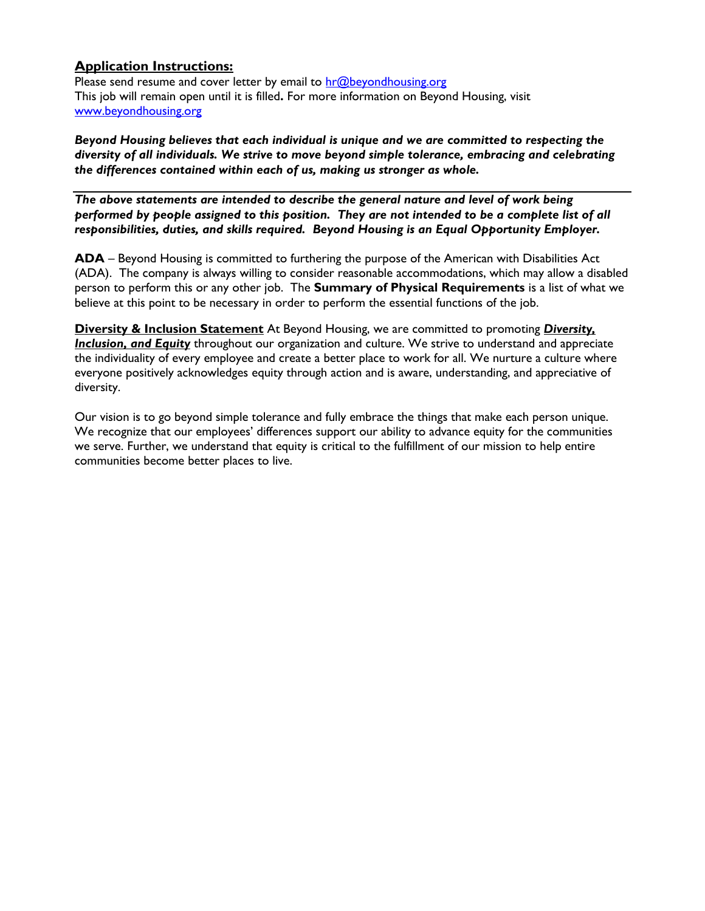## Application Instructions:

Please send resume and cover letter by email to [hr@beyondhousing.org](mailto:hr@beyondhousing.org)
This job will remain open until it is filled**.** For more information on Beyond Housing, visit [www.beyondhousing.org](http://www.beyondhousing.org)

***Beyond Housing believes that each individual is unique and we are committed to respecting the diversity of all individuals. We strive to move beyond simple tolerance, embracing and celebrating the differences contained within each of us, making us stronger as whole.***

---

***The above statements are intended to describe the general nature and level of work being performed by people assigned to this position. They are not intended to be a complete list of all responsibilities, duties, and skills required. Beyond Housing is an Equal Opportunity Employer.***

**ADA** – Beyond Housing is committed to furthering the purpose of the American with Disabilities Act (ADA). The company is always willing to consider reasonable accommodations, which may allow a disabled person to perform this or any other job. The **Summary of Physical Requirements** is a list of what we believe at this point to be necessary in order to perform the essential functions of the job.

**Diversity & Inclusion Statement** At Beyond Housing, we are committed to promoting ***Diversity, Inclusion, and Equity*** throughout our organization and culture. We strive to understand and appreciate the individuality of every employee and create a better place to work for all. We nurture a culture where everyone positively acknowledges equity through action and is aware, understanding, and appreciative of diversity.

Our vision is to go beyond simple tolerance and fully embrace the things that make each person unique. We recognize that our employees' differences support our ability to advance equity for the communities we serve. Further, we understand that equity is critical to the fulfillment of our mission to help entire communities become better places to live.